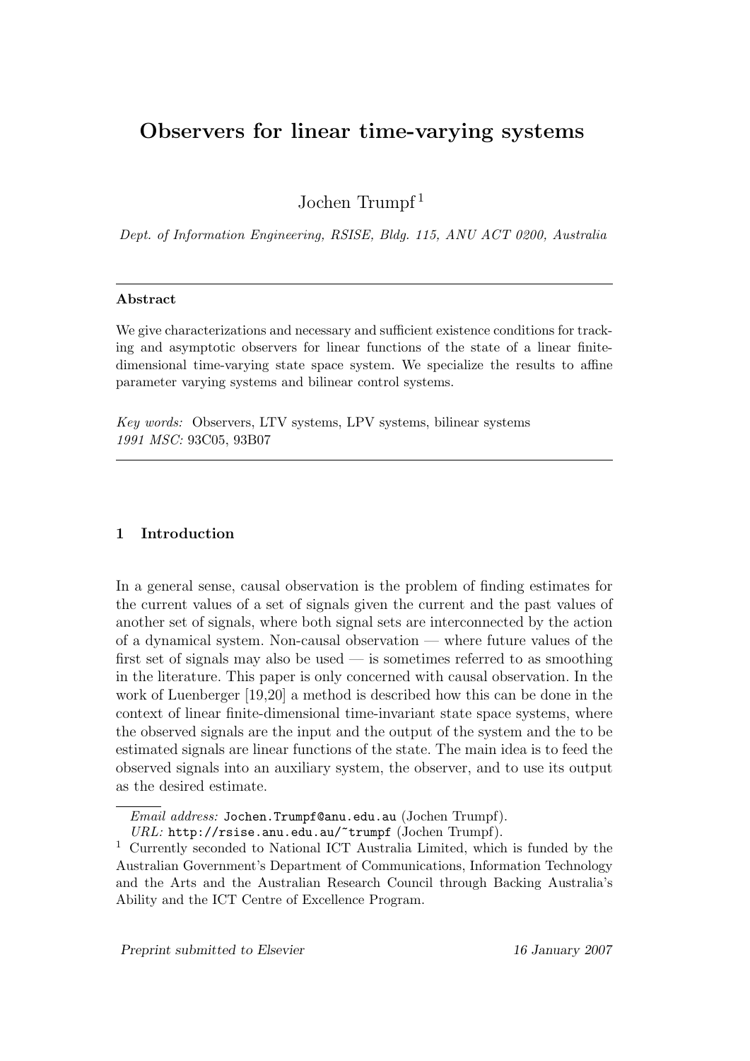// Observers for linear time-varying systems

Jochen Trumpf[1]

*Dept. of Information Engineering, RSISE, Bldg. 115, ANU ACT 0200, Australia*

---

**Abstract**

We give characterizations and necessary and sufficient existence conditions for tracking and asymptotic observers for linear functions of the state of a linear finite-dimensional time-varying state space system. We specialize the results to affine parameter varying systems and bilinear control systems.

*Key words:* Observers, LTV systems, LPV systems, bilinear systems
*1991 MSC:* 93C05, 93B07

---

## 1 Introduction

In a general sense, causal observation is the problem of finding estimates for the current values of a set of signals given the current and the past values of another set of signals, where both signal sets are interconnected by the action of a dynamical system. Non-causal observation — where future values of the first set of signals may also be used — is sometimes referred to as smoothing in the literature. This paper is only concerned with causal observation. In the work of Luenberger [19,20] a method is described how this can be done in the context of linear finite-dimensional time-invariant state space systems, where the observed signals are the input and the output of the system and the to be estimated signals are linear functions of the state. The main idea is to feed the observed signals into an auxiliary system, the observer, and to use its output as the desired estimate.

---

*Email address:* `Jochen.Trumpf@anu.edu.au` (Jochen Trumpf).
*URL:* `http://rsise.anu.edu.au/~trumpf` (Jochen Trumpf).

[1] Currently seconded to National ICT Australia Limited, which is funded by the Australian Government's Department of Communications, Information Technology and the Arts and the Australian Research Council through Backing Australia's Ability and the ICT Centre of Excellence Program.

*Preprint submitted to Elsevier* 16 January 2007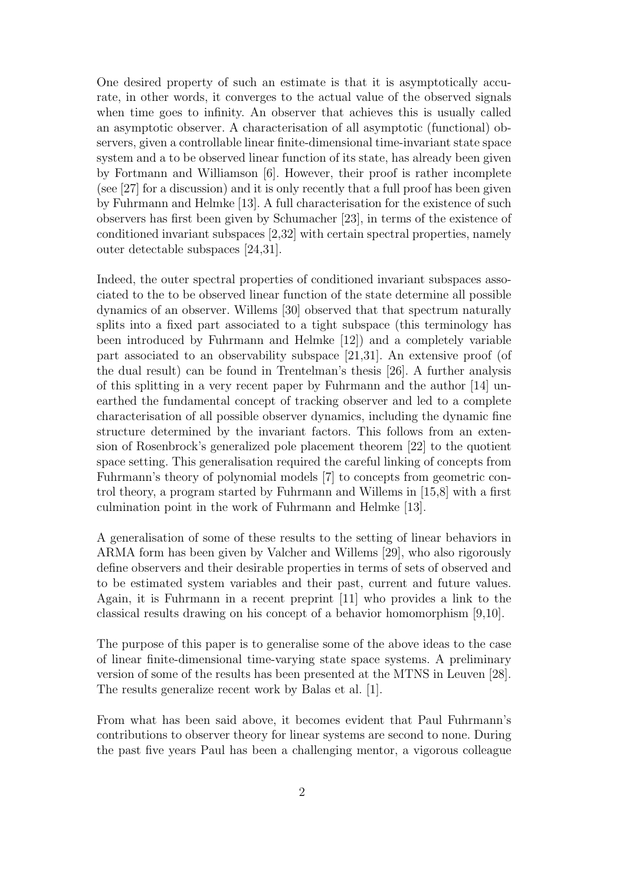One desired property of such an estimate is that it is asymptotically accurate, in other words, it converges to the actual value of the observed signals when time goes to infinity. An observer that achieves this is usually called an asymptotic observer. A characterisation of all asymptotic (functional) observers, given a controllable linear finite-dimensional time-invariant state space system and a to be observed linear function of its state, has already been given by Fortmann and Williamson [6]. However, their proof is rather incomplete (see [27] for a discussion) and it is only recently that a full proof has been given by Fuhrmann and Helmke [13]. A full characterisation for the existence of such observers has first been given by Schumacher [23], in terms of the existence of conditioned invariant subspaces [2,32] with certain spectral properties, namely outer detectable subspaces [24,31].

Indeed, the outer spectral properties of conditioned invariant subspaces associated to the to be observed linear function of the state determine all possible dynamics of an observer. Willems [30] observed that that spectrum naturally splits into a fixed part associated to a tight subspace (this terminology has been introduced by Fuhrmann and Helmke [12]) and a completely variable part associated to an observability subspace [21,31]. An extensive proof (of the dual result) can be found in Trentelman's thesis [26]. A further analysis of this splitting in a very recent paper by Fuhrmann and the author [14] unearthed the fundamental concept of tracking observer and led to a complete characterisation of all possible observer dynamics, including the dynamic fine structure determined by the invariant factors. This follows from an extension of Rosenbrock's generalized pole placement theorem [22] to the quotient space setting. This generalisation required the careful linking of concepts from Fuhrmann's theory of polynomial models [7] to concepts from geometric control theory, a program started by Fuhrmann and Willems in [15,8] with a first culmination point in the work of Fuhrmann and Helmke [13].

A generalisation of some of these results to the setting of linear behaviors in ARMA form has been given by Valcher and Willems [29], who also rigorously define observers and their desirable properties in terms of sets of observed and to be estimated system variables and their past, current and future values. Again, it is Fuhrmann in a recent preprint [11] who provides a link to the classical results drawing on his concept of a behavior homomorphism [9,10].

The purpose of this paper is to generalise some of the above ideas to the case of linear finite-dimensional time-varying state space systems. A preliminary version of some of the results has been presented at the MTNS in Leuven [28]. The results generalize recent work by Balas et al. [1].

From what has been said above, it becomes evident that Paul Fuhrmann's contributions to observer theory for linear systems are second to none. During the past five years Paul has been a challenging mentor, a vigorous colleague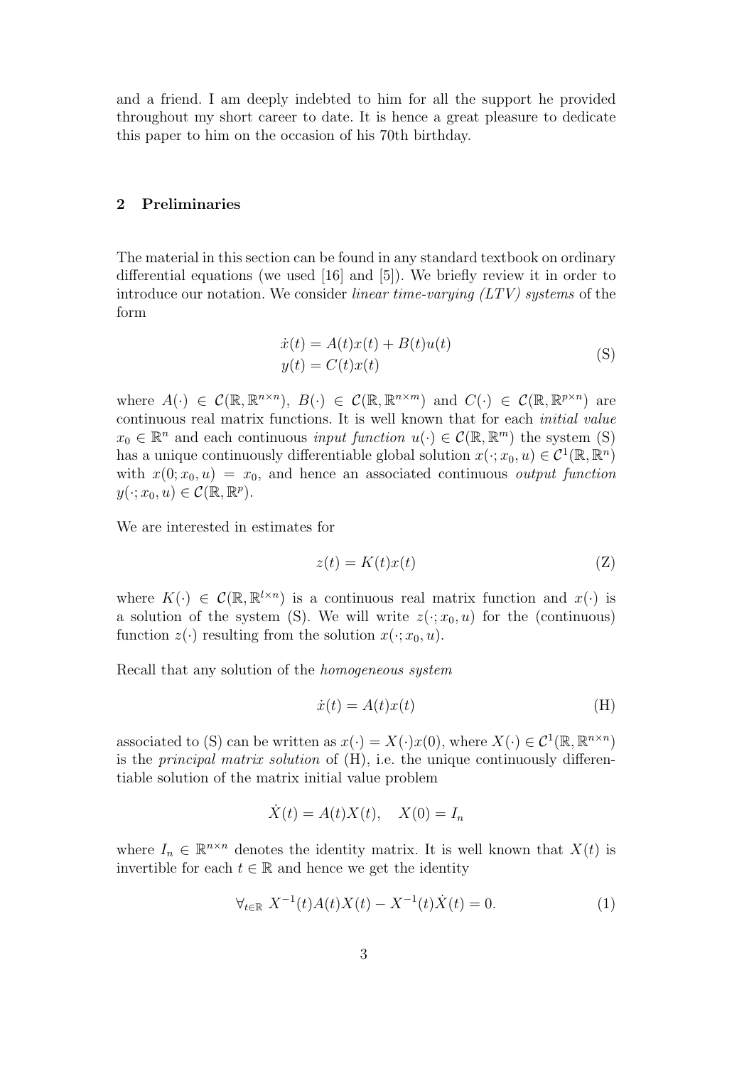and a friend. I am deeply indebted to him for all the support he provided throughout my short career to date. It is hence a great pleasure to dedicate this paper to him on the occasion of his 70th birthday.

## 2 Preliminaries

The material in this section can be found in any standard textbook on ordinary differential equations (we used [16] and [5]). We briefly review it in order to introduce our notation. We consider *linear time-varying (LTV) systems* of the form

$$\begin{aligned} \dot{x}(t) &= A(t)x(t) + B(t)u(t) \\ y(t) &= C(t)x(t) \end{aligned} \tag{S}$$

where $A(\cdot) \in \mathcal{C}(\mathbb{R}, \mathbb{R}^{n\times n})$, $B(\cdot) \in \mathcal{C}(\mathbb{R}, \mathbb{R}^{n\times m})$ and $C(\cdot) \in \mathcal{C}(\mathbb{R}, \mathbb{R}^{p\times n})$ are continuous real matrix functions. It is well known that for each *initial value* $x_0 \in \mathbb{R}^n$ and each continuous *input function* $u(\cdot) \in \mathcal{C}(\mathbb{R}, \mathbb{R}^m)$ the system (S) has a unique continuously differentiable global solution $x(\cdot; x_0, u) \in \mathcal{C}^1(\mathbb{R}, \mathbb{R}^n)$ with $x(0; x_0, u) = x_0$, and hence an associated continuous *output function* $y(\cdot; x_0, u) \in \mathcal{C}(\mathbb{R}, \mathbb{R}^p)$.

We are interested in estimates for

$$z(t) = K(t)x(t) \tag{Z}$$

where $K(\cdot) \in \mathcal{C}(\mathbb{R}, \mathbb{R}^{l\times n})$ is a continuous real matrix function and $x(\cdot)$ is a solution of the system (S). We will write $z(\cdot; x_0, u)$ for the (continuous) function $z(\cdot)$ resulting from the solution $x(\cdot; x_0, u)$.

Recall that any solution of the *homogeneous system*

$$\dot{x}(t) = A(t)x(t) \tag{H}$$

associated to (S) can be written as $x(\cdot) = X(\cdot)x(0)$, where $X(\cdot) \in \mathcal{C}^1(\mathbb{R}, \mathbb{R}^{n\times n})$ is the *principal matrix solution* of (H), i.e. the unique continuously differentiable solution of the matrix initial value problem

$$\dot{X}(t) = A(t)X(t), \quad X(0) = I_n$$

where $I_n \in \mathbb{R}^{n\times n}$ denotes the identity matrix. It is well known that $X(t)$ is invertible for each $t \in \mathbb{R}$ and hence we get the identity

$$\forall_{t\in\mathbb{R}}\ X^{-1}(t)A(t)X(t) - X^{-1}(t)\dot{X}(t) = 0. \tag{1}$$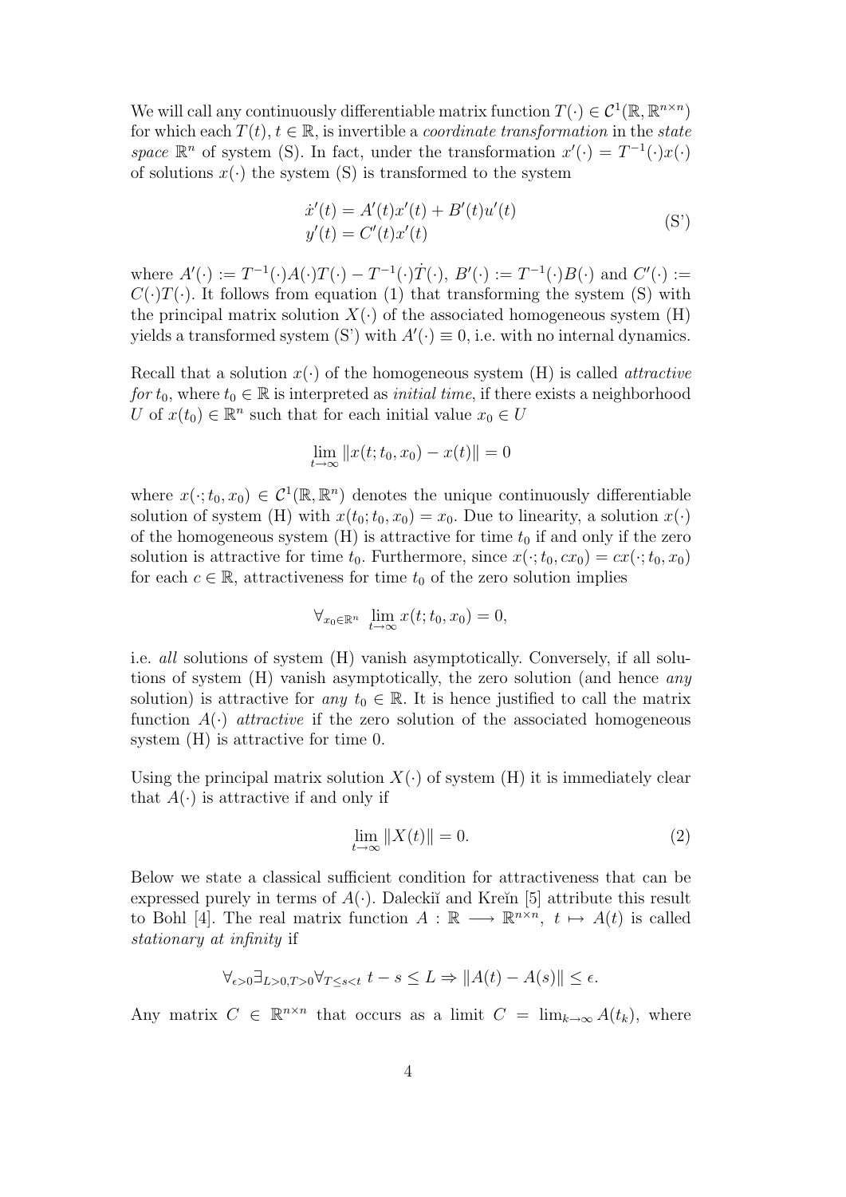We will call any continuously differentiable matrix function $T(\cdot) \in \mathcal{C}^1(\mathbb{R}, \mathbb{R}^{n\times n})$ for which each $T(t)$, $t \in \mathbb{R}$, is invertible a *coordinate transformation* in the *state space* $\mathbb{R}^n$ of system (S). In fact, under the transformation $x'(\cdot) = T^{-1}(\cdot)x(\cdot)$ of solutions $x(\cdot)$ the system (S) is transformed to the system

$$\begin{aligned} \dot{x}'(t) &= A'(t)x'(t) + B'(t)u'(t) \\ y'(t) &= C'(t)x'(t) \end{aligned} \tag{S'}$$

where $A'(\cdot) := T^{-1}(\cdot)A(\cdot)T(\cdot) - T^{-1}(\cdot)\dot{T}(\cdot)$, $B'(\cdot) := T^{-1}(\cdot)B(\cdot)$ and $C'(\cdot) := C(\cdot)T(\cdot)$. It follows from equation (1) that transforming the system (S) with the principal matrix solution $X(\cdot)$ of the associated homogeneous system (H) yields a transformed system (S') with $A'(\cdot) \equiv 0$, i.e. with no internal dynamics.

Recall that a solution $x(\cdot)$ of the homogeneous system (H) is called *attractive for* $t_0$, where $t_0 \in \mathbb{R}$ is interpreted as *initial time*, if there exists a neighborhood $U$ of $x(t_0) \in \mathbb{R}^n$ such that for each initial value $x_0 \in U$

$$\lim_{t\to\infty} \|x(t; t_0, x_0) - x(t)\| = 0$$

where $x(\cdot; t_0, x_0) \in \mathcal{C}^1(\mathbb{R}, \mathbb{R}^n)$ denotes the unique continuously differentiable solution of system (H) with $x(t_0; t_0, x_0) = x_0$. Due to linearity, a solution $x(\cdot)$ of the homogeneous system (H) is attractive for time $t_0$ if and only if the zero solution is attractive for time $t_0$. Furthermore, since $x(\cdot; t_0, cx_0) = cx(\cdot; t_0, x_0)$ for each $c \in \mathbb{R}$, attractiveness for time $t_0$ of the zero solution implies

$$\forall_{x_0 \in \mathbb{R}^n} \lim_{t\to\infty} x(t; t_0, x_0) = 0,$$

i.e. *all* solutions of system (H) vanish asymptotically. Conversely, if all solutions of system (H) vanish asymptotically, the zero solution (and hence *any* solution) is attractive for *any* $t_0 \in \mathbb{R}$. It is hence justified to call the matrix function $A(\cdot)$ *attractive* if the zero solution of the associated homogeneous system (H) is attractive for time 0.

Using the principal matrix solution $X(\cdot)$ of system (H) it is immediately clear that $A(\cdot)$ is attractive if and only if

$$\lim_{t\to\infty} \|X(t)\| = 0. \tag{2}$$

Below we state a classical sufficient condition for attractiveness that can be expressed purely in terms of $A(\cdot)$. Daleckiĭ and Kreĭn [5] attribute this result to Bohl [4]. The real matrix function $A : \mathbb{R} \longrightarrow \mathbb{R}^{n\times n}$, $t \mapsto A(t)$ is called *stationary at infinity* if

$$\forall_{\epsilon>0}\exists_{L>0,T>0}\forall_{T\le s<t}\ t - s \le L \Rightarrow \|A(t) - A(s)\| \le \epsilon.$$

Any matrix $C \in \mathbb{R}^{n\times n}$ that occurs as a limit $C = \lim_{k\to\infty} A(t_k)$, where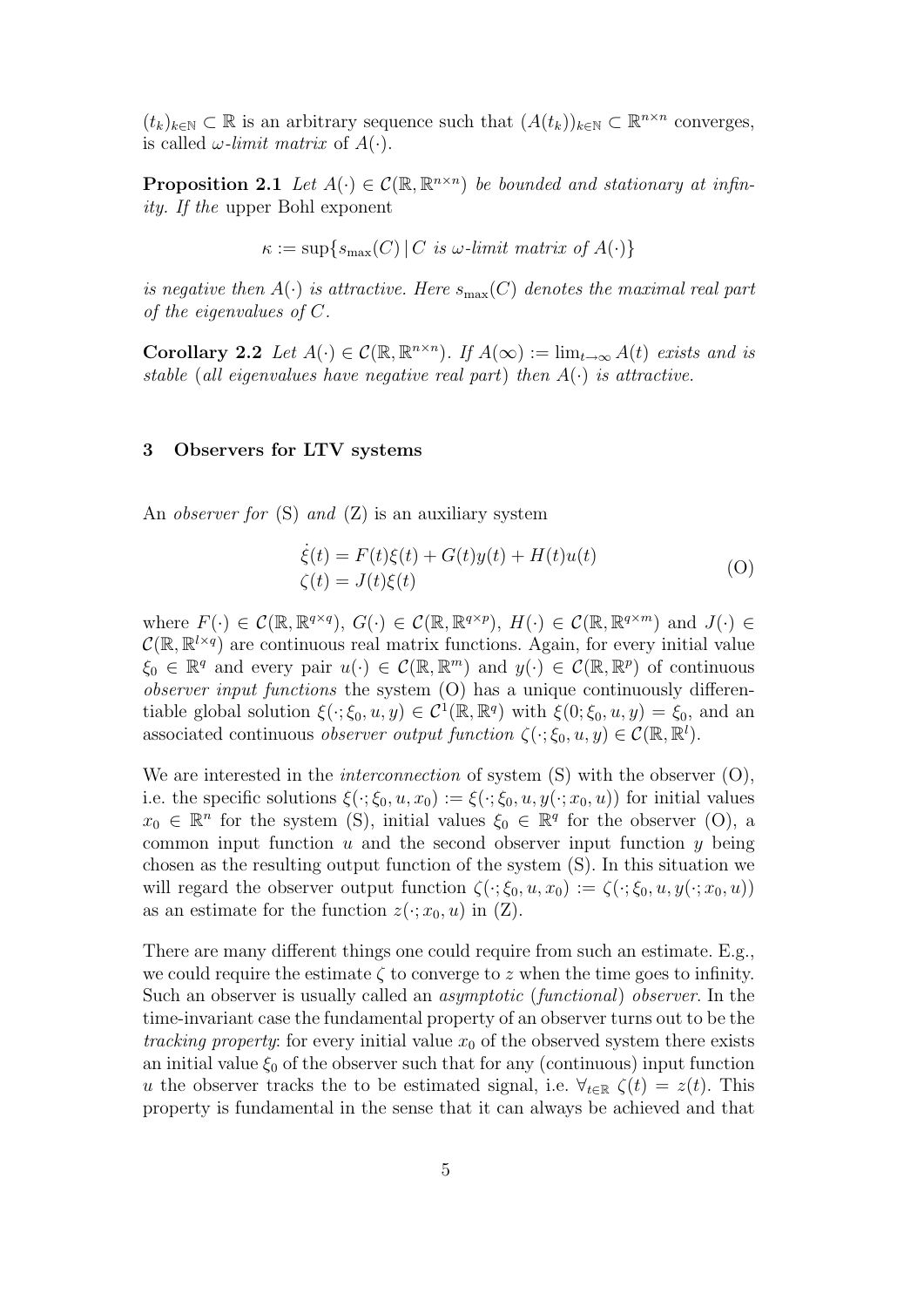$(t_k)_{k\in\mathbb{N}} \subset \mathbb{R}$ is an arbitrary sequence such that $(A(t_k))_{k\in\mathbb{N}} \subset \mathbb{R}^{n\times n}$ converges, is called *$\omega$-limit matrix* of $A(\cdot)$.

**Proposition 2.1** *Let $A(\cdot) \in \mathcal{C}(\mathbb{R}, \mathbb{R}^{n\times n})$ be bounded and stationary at infinity. If the* upper Bohl exponent

$$\kappa := \sup\{s_{\max}(C) \,|\, C \text{ is } \omega\text{-limit matrix of } A(\cdot)\}$$

*is negative then $A(\cdot)$ is attractive. Here $s_{\max}(C)$ denotes the maximal real part of the eigenvalues of $C$.*

**Corollary 2.2** *Let $A(\cdot) \in \mathcal{C}(\mathbb{R}, \mathbb{R}^{n\times n})$. If $A(\infty) := \lim_{t\to\infty} A(t)$ exists and is stable (all eigenvalues have negative real part) then $A(\cdot)$ is attractive.*

## 3 Observers for LTV systems

An *observer for* (S) *and* (Z) is an auxiliary system

$$\begin{aligned} \dot{\xi}(t) &= F(t)\xi(t) + G(t)y(t) + H(t)u(t) \\ \zeta(t) &= J(t)\xi(t) \end{aligned} \tag{O}$$

where $F(\cdot) \in \mathcal{C}(\mathbb{R}, \mathbb{R}^{q\times q})$, $G(\cdot) \in \mathcal{C}(\mathbb{R}, \mathbb{R}^{q\times p})$, $H(\cdot) \in \mathcal{C}(\mathbb{R}, \mathbb{R}^{q\times m})$ and $J(\cdot) \in \mathcal{C}(\mathbb{R}, \mathbb{R}^{l\times q})$ are continuous real matrix functions. Again, for every initial value $\xi_0 \in \mathbb{R}^q$ and every pair $u(\cdot) \in \mathcal{C}(\mathbb{R}, \mathbb{R}^m)$ and $y(\cdot) \in \mathcal{C}(\mathbb{R}, \mathbb{R}^p)$ of continuous *observer input functions* the system (O) has a unique continuously differentiable global solution $\xi(\cdot; \xi_0, u, y) \in \mathcal{C}^1(\mathbb{R}, \mathbb{R}^q)$ with $\xi(0; \xi_0, u, y) = \xi_0$, and an associated continuous *observer output function* $\zeta(\cdot; \xi_0, u, y) \in \mathcal{C}(\mathbb{R}, \mathbb{R}^l)$.

We are interested in the *interconnection* of system (S) with the observer (O), i.e. the specific solutions $\xi(\cdot; \xi_0, u, x_0) := \xi(\cdot; \xi_0, u, y(\cdot; x_0, u))$ for initial values $x_0 \in \mathbb{R}^n$ for the system (S), initial values $\xi_0 \in \mathbb{R}^q$ for the observer (O), a common input function $u$ and the second observer input function $y$ being chosen as the resulting output function of the system (S). In this situation we will regard the observer output function $\zeta(\cdot; \xi_0, u, x_0) := \zeta(\cdot; \xi_0, u, y(\cdot; x_0, u))$ as an estimate for the function $z(\cdot; x_0, u)$ in (Z).

There are many different things one could require from such an estimate. E.g., we could require the estimate $\zeta$ to converge to $z$ when the time goes to infinity. Such an observer is usually called an *asymptotic* (*functional*) *observer*. In the time-invariant case the fundamental property of an observer turns out to be the *tracking property*: for every initial value $x_0$ of the observed system there exists an initial value $\xi_0$ of the observer such that for any (continuous) input function $u$ the observer tracks the to be estimated signal, i.e. $\forall_{t\in\mathbb{R}}\ \zeta(t) = z(t)$. This property is fundamental in the sense that it can always be achieved and that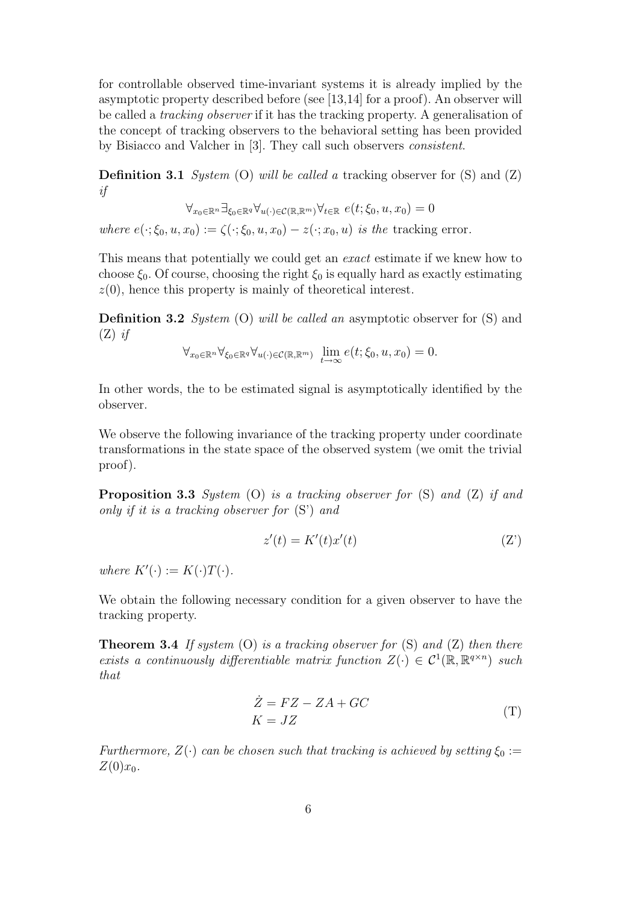for controllable observed time-invariant systems it is already implied by the asymptotic property described before (see [13,14] for a proof). An observer will be called a *tracking observer* if it has the tracking property. A generalisation of the concept of tracking observers to the behavioral setting has been provided by Bisiacco and Valcher in [3]. They call such observers *consistent*.

**Definition 3.1** *System* (O) *will be called a* tracking observer for (S) and (Z) *if*

$$\forall_{x_0\in\mathbb{R}^n}\exists_{\xi_0\in\mathbb{R}^q}\forall_{u(\cdot)\in\mathcal{C}(\mathbb{R},\mathbb{R}^m)}\forall_{t\in\mathbb{R}}\ e(t;\xi_0,u,x_0)=0$$

*where* $e(\cdot;\xi_0,u,x_0) := \zeta(\cdot;\xi_0,u,x_0) - z(\cdot;x_0,u)$ *is the* tracking error.

This means that potentially we could get an *exact* estimate if we knew how to choose $\xi_0$. Of course, choosing the right $\xi_0$ is equally hard as exactly estimating $z(0)$, hence this property is mainly of theoretical interest.

**Definition 3.2** *System* (O) *will be called an* asymptotic observer for (S) and (Z) *if*

$$\forall_{x_0\in\mathbb{R}^n}\forall_{\xi_0\in\mathbb{R}^q}\forall_{u(\cdot)\in\mathcal{C}(\mathbb{R},\mathbb{R}^m)}\ \lim_{t\to\infty} e(t;\xi_0,u,x_0)=0.$$

In other words, the to be estimated signal is asymptotically identified by the observer.

We observe the following invariance of the tracking property under coordinate transformations in the state space of the observed system (we omit the trivial proof).

**Proposition 3.3** *System* (O) *is a tracking observer for* (S) *and* (Z) *if and only if it is a tracking observer for* (S') *and*

$$z'(t) = K'(t)x'(t) \tag{Z'}$$

*where* $K'(\cdot) := K(\cdot)T(\cdot)$.

We obtain the following necessary condition for a given observer to have the tracking property.

**Theorem 3.4** *If system* (O) *is a tracking observer for* (S) *and* (Z) *then there exists a continuously differentiable matrix function* $Z(\cdot) \in \mathcal{C}^1(\mathbb{R},\mathbb{R}^{q\times n})$ *such that*

$$\begin{aligned}\dot{Z} &= FZ - ZA + GC\\ K &= JZ\end{aligned} \tag{T}$$

*Furthermore,* $Z(\cdot)$ *can be chosen such that tracking is achieved by setting* $\xi_0 := Z(0)x_0$.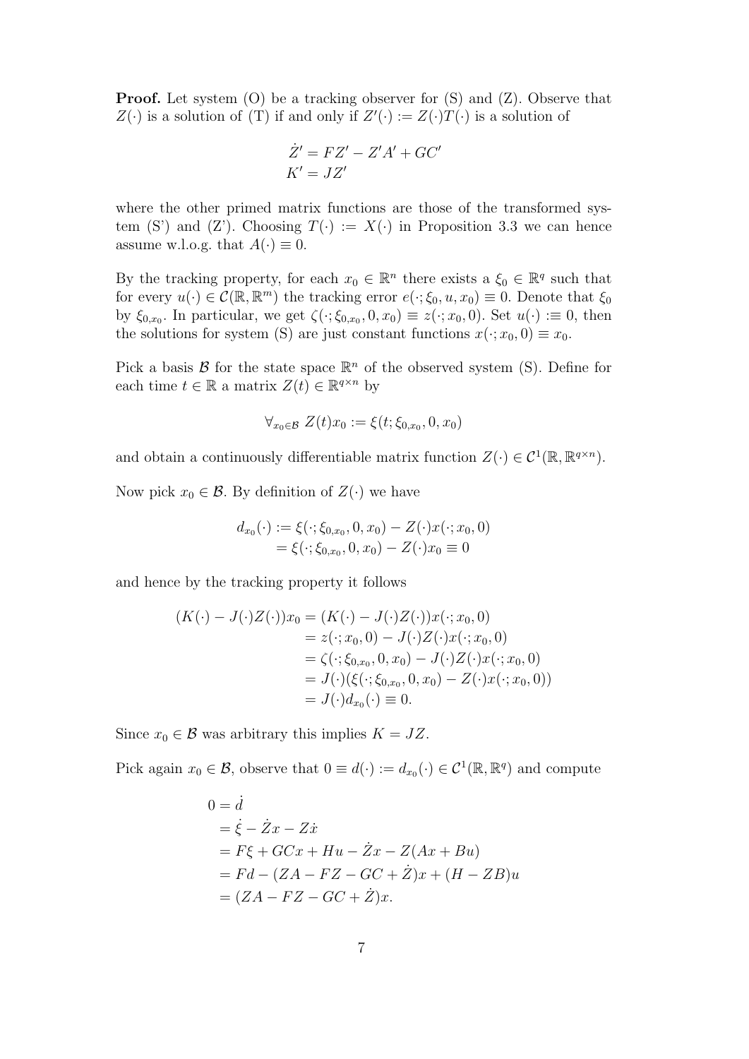**Proof.** Let system (O) be a tracking observer for (S) and (Z). Observe that $Z(\cdot)$ is a solution of (T) if and only if $Z'(\cdot) := Z(\cdot)T(\cdot)$ is a solution of

$$
\begin{aligned}
\dot{Z}' &= FZ' - Z'A' + GC' \\
K' &= JZ'
\end{aligned}
$$

where the other primed matrix functions are those of the transformed system (S') and (Z'). Choosing $T(\cdot) := X(\cdot)$ in Proposition 3.3 we can hence assume w.l.o.g. that $A(\cdot) \equiv 0$.

By the tracking property, for each $x_0 \in \mathbb{R}^n$ there exists a $\xi_0 \in \mathbb{R}^q$ such that for every $u(\cdot) \in \mathcal{C}(\mathbb{R}, \mathbb{R}^m)$ the tracking error $e(\cdot; \xi_0, u, x_0) \equiv 0$. Denote that $\xi_0$ by $\xi_{0,x_0}$. In particular, we get $\zeta(\cdot; \xi_{0,x_0}, 0, x_0) \equiv z(\cdot; x_0, 0)$. Set $u(\cdot) :\equiv 0$, then the solutions for system (S) are just constant functions $x(\cdot; x_0, 0) \equiv x_0$.

Pick a basis $\mathcal{B}$ for the state space $\mathbb{R}^n$ of the observed system (S). Define for each time $t \in \mathbb{R}$ a matrix $Z(t) \in \mathbb{R}^{q \times n}$ by

$$
\forall_{x_0 \in \mathcal{B}} \; Z(t)x_0 := \xi(t; \xi_{0,x_0}, 0, x_0)
$$

and obtain a continuously differentiable matrix function $Z(\cdot) \in \mathcal{C}^1(\mathbb{R}, \mathbb{R}^{q \times n})$.

Now pick $x_0 \in \mathcal{B}$. By definition of $Z(\cdot)$ we have

$$
\begin{aligned}
d_{x_0}(\cdot) &:= \xi(\cdot; \xi_{0,x_0}, 0, x_0) - Z(\cdot)x(\cdot; x_0, 0) \\
&= \xi(\cdot; \xi_{0,x_0}, 0, x_0) - Z(\cdot)x_0 \equiv 0
\end{aligned}
$$

and hence by the tracking property it follows

$$
\begin{aligned}
(K(\cdot) - J(\cdot)Z(\cdot))x_0 &= (K(\cdot) - J(\cdot)Z(\cdot))x(\cdot; x_0, 0) \\
&= z(\cdot; x_0, 0) - J(\cdot)Z(\cdot)x(\cdot; x_0, 0) \\
&= \zeta(\cdot; \xi_{0,x_0}, 0, x_0) - J(\cdot)Z(\cdot)x(\cdot; x_0, 0) \\
&= J(\cdot)(\xi(\cdot; \xi_{0,x_0}, 0, x_0) - Z(\cdot)x(\cdot; x_0, 0)) \\
&= J(\cdot)d_{x_0}(\cdot) \equiv 0.
\end{aligned}
$$

Since $x_0 \in \mathcal{B}$ was arbitrary this implies $K = JZ$.

Pick again $x_0 \in \mathcal{B}$, observe that $0 \equiv d(\cdot) := d_{x_0}(\cdot) \in \mathcal{C}^1(\mathbb{R}, \mathbb{R}^q)$ and compute

$$
\begin{aligned}
0 &= \dot{d} \\
&= \dot{\xi} - \dot{Z}x - Z\dot{x} \\
&= F\xi + GCx + Hu - \dot{Z}x - Z(Ax + Bu) \\
&= Fd - (ZA - FZ - GC + \dot{Z})x + (H - ZB)u \\
&= (ZA - FZ - GC + \dot{Z})x.
\end{aligned}
$$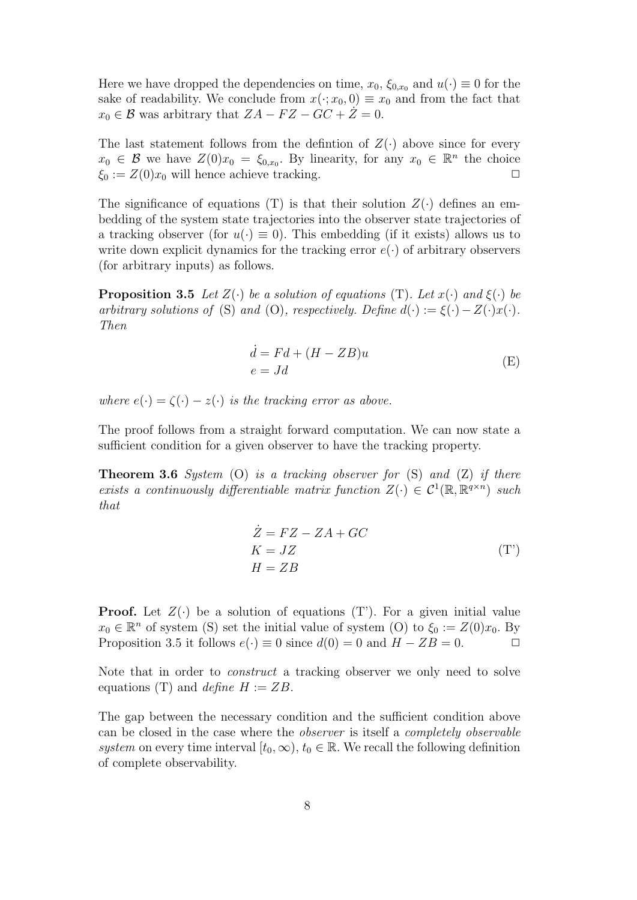Here we have dropped the dependencies on time, $x_0$, $\xi_{0,x_0}$ and $u(\cdot) \equiv 0$ for the sake of readability. We conclude from $x(\cdot; x_0, 0) \equiv x_0$ and from the fact that $x_0 \in \mathcal{B}$ was arbitrary that $ZA - FZ - GC + \dot{Z} = 0$.

The last statement follows from the defintion of $Z(\cdot)$ above since for every $x_0 \in \mathcal{B}$ we have $Z(0)x_0 = \xi_{0,x_0}$. By linearity, for any $x_0 \in \mathbb{R}^n$ the choice $\xi_0 := Z(0)x_0$ will hence achieve tracking. □

The significance of equations (T) is that their solution $Z(\cdot)$ defines an embedding of the system state trajectories into the observer state trajectories of a tracking observer (for $u(\cdot) \equiv 0$). This embedding (if it exists) allows us to write down explicit dynamics for the tracking error $e(\cdot)$ of arbitrary observers (for arbitrary inputs) as follows.

**Proposition 3.5** *Let $Z(\cdot)$ be a solution of equations* (T)*. Let $x(\cdot)$ and $\xi(\cdot)$ be arbitrary solutions of* (S) *and* (O)*, respectively. Define $d(\cdot) := \xi(\cdot) - Z(\cdot)x(\cdot)$. Then*

$$
\begin{aligned}
\dot{d} &= Fd + (H - ZB)u \\
e &= Jd
\end{aligned}
\tag{E}
$$

*where $e(\cdot) = \zeta(\cdot) - z(\cdot)$ is the tracking error as above.*

The proof follows from a straight forward computation. We can now state a sufficient condition for a given observer to have the tracking property.

**Theorem 3.6** *System* (O) *is a tracking observer for* (S) *and* (Z) *if there exists a continuously differentiable matrix function $Z(\cdot) \in \mathcal{C}^1(\mathbb{R}, \mathbb{R}^{q\times n})$ such that*

$$
\begin{aligned}
\dot{Z} &= FZ - ZA + GC \\
K &= JZ \\
H &= ZB
\end{aligned}
\tag{T'}
$$

**Proof.** Let $Z(\cdot)$ be a solution of equations (T'). For a given initial value $x_0 \in \mathbb{R}^n$ of system (S) set the initial value of system (O) to $\xi_0 := Z(0)x_0$. By Proposition 3.5 it follows $e(\cdot) \equiv 0$ since $d(0) = 0$ and $H - ZB = 0$. □

Note that in order to *construct* a tracking observer we only need to solve equations (T) and *define* $H := ZB$.

The gap between the necessary condition and the sufficient condition above can be closed in the case where the *observer* is itself a *completely observable system* on every time interval $[t_0, \infty)$, $t_0 \in \mathbb{R}$. We recall the following definition of complete observability.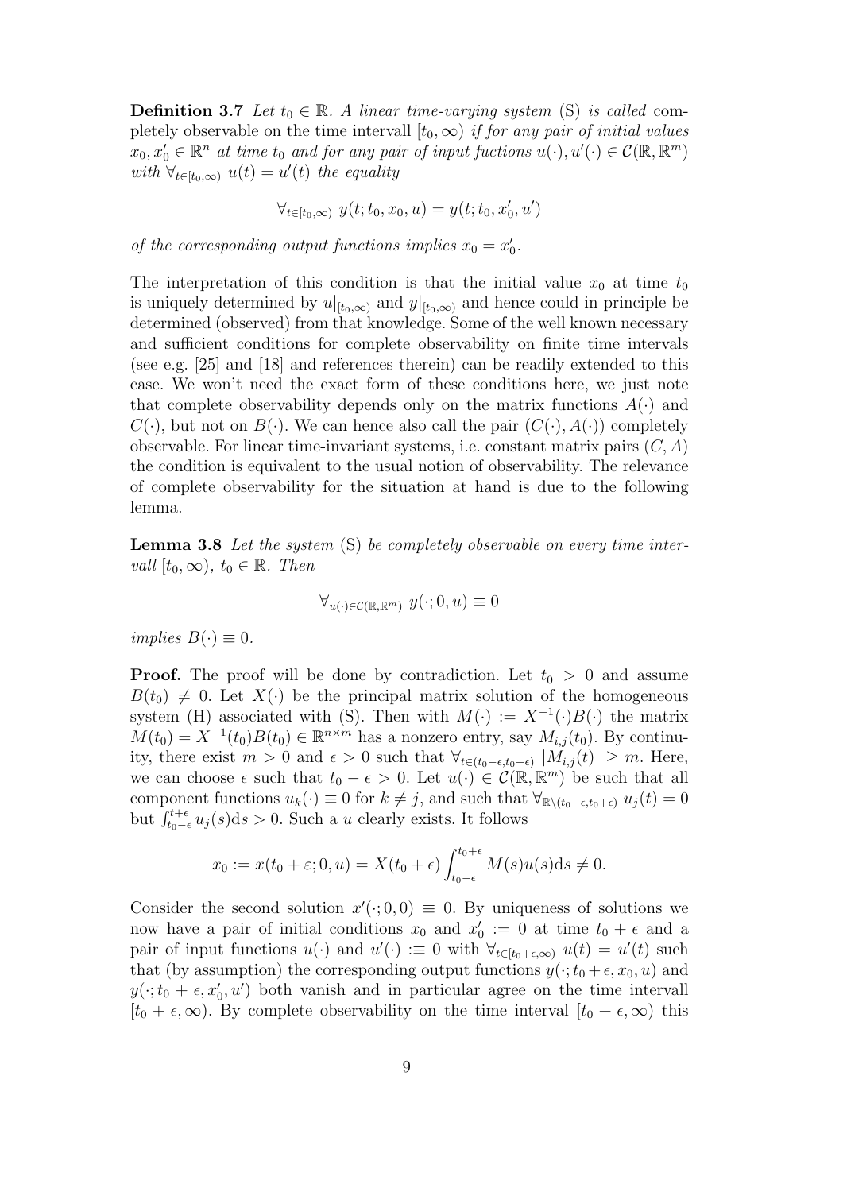**Definition 3.7** *Let $t_0 \in \mathbb{R}$. A linear time-varying system* (S) *is called* completely observable on the time intervall $[t_0, \infty)$ *if for any pair of initial values $x_0, x_0' \in \mathbb{R}^n$ at time $t_0$ and for any pair of input fuctions $u(\cdot), u'(\cdot) \in \mathcal{C}(\mathbb{R}, \mathbb{R}^m)$ with $\forall_{t \in [t_0, \infty)}\ u(t) = u'(t)$ the equality*

$$\forall_{t \in [t_0, \infty)}\ y(t; t_0, x_0, u) = y(t; t_0, x_0', u')$$

*of the corresponding output functions implies $x_0 = x_0'$.*

The interpretation of this condition is that the initial value $x_0$ at time $t_0$ is uniquely determined by $u|_{[t_0,\infty)}$ and $y|_{[t_0,\infty)}$ and hence could in principle be determined (observed) from that knowledge. Some of the well known necessary and sufficient conditions for complete observability on finite time intervals (see e.g. [25] and [18] and references therein) can be readily extended to this case. We won't need the exact form of these conditions here, we just note that complete observability depends only on the matrix functions $A(\cdot)$ and $C(\cdot)$, but not on $B(\cdot)$. We can hence also call the pair $(C(\cdot), A(\cdot))$ completely observable. For linear time-invariant systems, i.e. constant matrix pairs $(C, A)$ the condition is equivalent to the usual notion of observability. The relevance of complete observability for the situation at hand is due to the following lemma.

**Lemma 3.8** *Let the system* (S) *be completely observable on every time intervall $[t_0, \infty)$, $t_0 \in \mathbb{R}$. Then*

$$\forall_{u(\cdot) \in \mathcal{C}(\mathbb{R}, \mathbb{R}^m)}\ y(\cdot; 0, u) \equiv 0$$

*implies $B(\cdot) \equiv 0$.*

**Proof.** The proof will be done by contradiction. Let $t_0 > 0$ and assume $B(t_0) \neq 0$. Let $X(\cdot)$ be the principal matrix solution of the homogeneous system (H) associated with (S). Then with $M(\cdot) := X^{-1}(\cdot)B(\cdot)$ the matrix $M(t_0) = X^{-1}(t_0)B(t_0) \in \mathbb{R}^{n \times m}$ has a nonzero entry, say $M_{i,j}(t_0)$. By continuity, there exist $m > 0$ and $\epsilon > 0$ such that $\forall_{t \in (t_0 - \epsilon, t_0 + \epsilon)}\ |M_{i,j}(t)| \geq m$. Here, we can choose $\epsilon$ such that $t_0 - \epsilon > 0$. Let $u(\cdot) \in \mathcal{C}(\mathbb{R}, \mathbb{R}^m)$ be such that all component functions $u_k(\cdot) \equiv 0$ for $k \neq j$, and such that $\forall_{\mathbb{R} \setminus (t_0 - \epsilon, t_0 + \epsilon)}\ u_j(t) = 0$ but $\int_{t_0 - \epsilon}^{t + \epsilon} u_j(s) \mathrm{d}s > 0$. Such a $u$ clearly exists. It follows

$$x_0 := x(t_0 + \varepsilon; 0, u) = X(t_0 + \epsilon) \int_{t_0 - \epsilon}^{t_0 + \epsilon} M(s)u(s) \mathrm{d}s \neq 0.$$

Consider the second solution $x'(\cdot; 0, 0) \equiv 0$. By uniqueness of solutions we now have a pair of initial conditions $x_0$ and $x_0' := 0$ at time $t_0 + \epsilon$ and a pair of input functions $u(\cdot)$ and $u'(\cdot) :\equiv 0$ with $\forall_{t \in [t_0 + \epsilon, \infty)}\ u(t) = u'(t)$ such that (by assumption) the corresponding output functions $y(\cdot; t_0 + \epsilon, x_0, u)$ and $y(\cdot; t_0 + \epsilon, x_0', u')$ both vanish and in particular agree on the time intervall $[t_0 + \epsilon, \infty)$. By complete observability on the time interval $[t_0 + \epsilon, \infty)$ this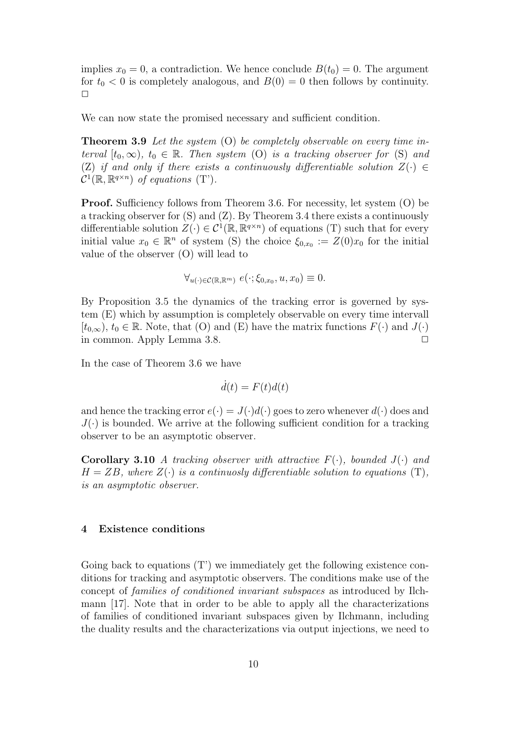implies $x_0 = 0$, a contradiction. We hence conclude $B(t_0) = 0$. The argument for $t_0 < 0$ is completely analogous, and $B(0) = 0$ then follows by continuity. $\Box$

We can now state the promised necessary and sufficient condition.

**Theorem 3.9** *Let the system* (O) *be completely observable on every time interval* $[t_0, \infty)$, $t_0 \in \mathbb{R}$. *Then system* (O) *is a tracking observer for* (S) *and* (Z) *if and only if there exists a continuously differentiable solution* $Z(\cdot) \in \mathcal{C}^1(\mathbb{R}, \mathbb{R}^{q \times n})$ *of equations* (T').

**Proof.** Sufficiency follows from Theorem 3.6. For necessity, let system (O) be a tracking observer for (S) and (Z). By Theorem 3.4 there exists a continuously differentiable solution $Z(\cdot) \in \mathcal{C}^1(\mathbb{R}, \mathbb{R}^{q \times n})$ of equations (T) such that for every initial value $x_0 \in \mathbb{R}^n$ of system (S) the choice $\xi_{0,x_0} := Z(0)x_0$ for the initial value of the observer (O) will lead to

$$\forall_{u(\cdot) \in \mathcal{C}(\mathbb{R}, \mathbb{R}^m)} \; e(\cdot; \xi_{0,x_0}, u, x_0) \equiv 0.$$

By Proposition 3.5 the dynamics of the tracking error is governed by system (E) which by assumption is completely observable on every time intervall $[t_{0,\infty})$, $t_0 \in \mathbb{R}$. Note, that (O) and (E) have the matrix functions $F(\cdot)$ and $J(\cdot)$ in common. Apply Lemma 3.8. $\Box$

In the case of Theorem 3.6 we have

$$\dot{d}(t) = F(t)d(t)$$

and hence the tracking error $e(\cdot) = J(\cdot)d(\cdot)$ goes to zero whenever $d(\cdot)$ does and $J(\cdot)$ is bounded. We arrive at the following sufficient condition for a tracking observer to be an asymptotic observer.

**Corollary 3.10** *A tracking observer with attractive* $F(\cdot)$*, bounded* $J(\cdot)$ *and* $H = ZB$*, where* $Z(\cdot)$ *is a continuosly differentiable solution to equations* (T)*, is an asymptotic observer.*

## 4 Existence conditions

Going back to equations (T') we immediately get the following existence conditions for tracking and asymptotic observers. The conditions make use of the concept of *families of conditioned invariant subspaces* as introduced by Ilchmann [17]. Note that in order to be able to apply all the characterizations of families of conditioned invariant subspaces given by Ilchmann, including the duality results and the characterizations via output injections, we need to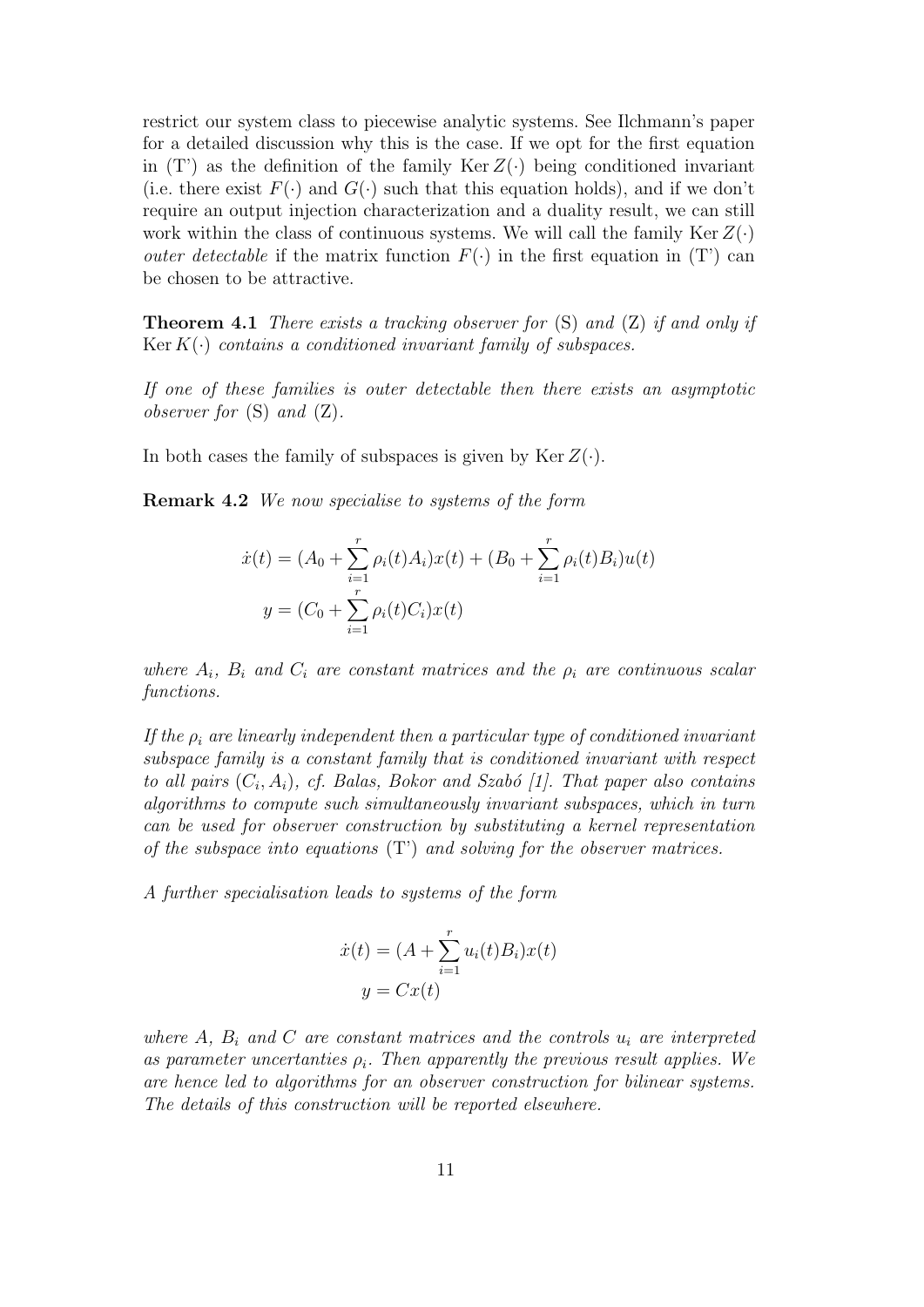restrict our system class to piecewise analytic systems. See Ilchmann's paper for a detailed discussion why this is the case. If we opt for the first equation in (T') as the definition of the family $\operatorname{Ker} Z(\cdot)$ being conditioned invariant (i.e. there exist $F(\cdot)$ and $G(\cdot)$ such that this equation holds), and if we don't require an output injection characterization and a duality result, we can still work within the class of continuous systems. We will call the family $\operatorname{Ker} Z(\cdot)$ *outer detectable* if the matrix function $F(\cdot)$ in the first equation in (T') can be chosen to be attractive.

**Theorem 4.1** *There exists a tracking observer for* (S) *and* (Z) *if and only if* $\operatorname{Ker} K(\cdot)$ *contains a conditioned invariant family of subspaces.*

*If one of these families is outer detectable then there exists an asymptotic observer for* (S) *and* (Z).

In both cases the family of subspaces is given by $\operatorname{Ker} Z(\cdot)$.

**Remark 4.2** *We now specialise to systems of the form*

$$
\begin{aligned}
\dot{x}(t) &= (A_0 + \sum_{i=1}^{r} \rho_i(t) A_i) x(t) + (B_0 + \sum_{i=1}^{r} \rho_i(t) B_i) u(t) \\
y &= (C_0 + \sum_{i=1}^{r} \rho_i(t) C_i) x(t)
\end{aligned}
$$

*where $A_i$, $B_i$ and $C_i$ are constant matrices and the $\rho_i$ are continuous scalar functions.*

*If the $\rho_i$ are linearly independent then a particular type of conditioned invariant subspace family is a constant family that is conditioned invariant with respect to all pairs $(C_i, A_i)$, cf. Balas, Bokor and Szabó [1]. That paper also contains algorithms to compute such simultaneously invariant subspaces, which in turn can be used for observer construction by substituting a kernel representation of the subspace into equations* (T') *and solving for the observer matrices.*

*A further specialisation leads to systems of the form*

$$
\begin{aligned}
\dot{x}(t) &= (A + \sum_{i=1}^{r} u_i(t) B_i) x(t) \\
y &= C x(t)
\end{aligned}
$$

*where $A$, $B_i$ and $C$ are constant matrices and the controls $u_i$ are interpreted as parameter uncertanties $\rho_i$. Then apparently the previous result applies. We are hence led to algorithms for an observer construction for bilinear systems. The details of this construction will be reported elsewhere.*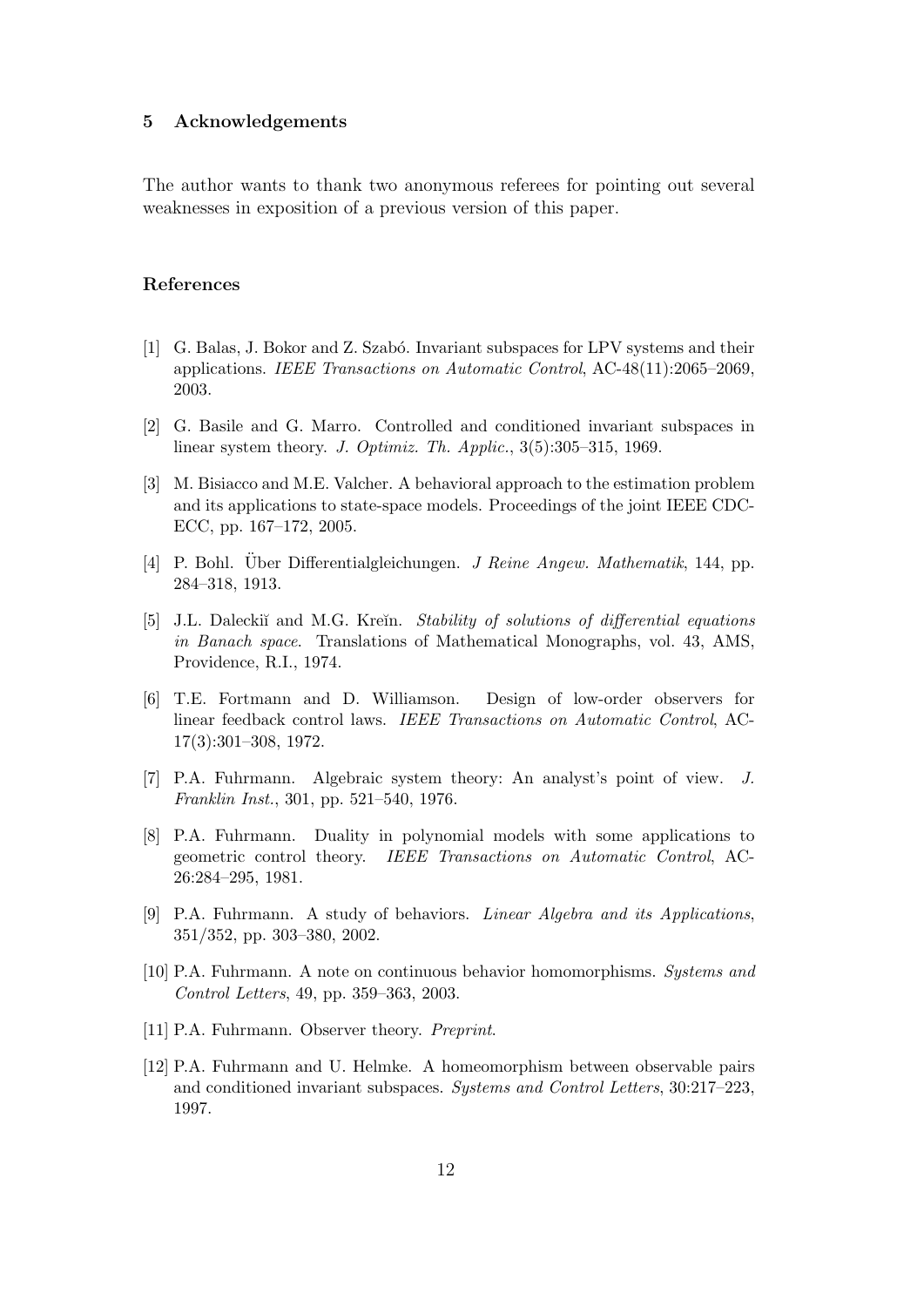## 5 Acknowledgements

The author wants to thank two anonymous referees for pointing out several weaknesses in exposition of a previous version of this paper.

### References

[1] G. Balas, J. Bokor and Z. Szabó. Invariant subspaces for LPV systems and their applications. *IEEE Transactions on Automatic Control*, AC-48(11):2065–2069, 2003.

[2] G. Basile and G. Marro. Controlled and conditioned invariant subspaces in linear system theory. *J. Optimiz. Th. Applic.*, 3(5):305–315, 1969.

[3] M. Bisiacco and M.E. Valcher. A behavioral approach to the estimation problem and its applications to state-space models. Proceedings of the joint IEEE CDC-ECC, pp. 167–172, 2005.

[4] P. Bohl. Über Differentialgleichungen. *J Reine Angew. Mathematik*, 144, pp. 284–318, 1913.

[5] J.L. Daleckiĭ and M.G. Kreĭn. *Stability of solutions of differential equations in Banach space*. Translations of Mathematical Monographs, vol. 43, AMS, Providence, R.I., 1974.

[6] T.E. Fortmann and D. Williamson. Design of low-order observers for linear feedback control laws. *IEEE Transactions on Automatic Control*, AC-17(3):301–308, 1972.

[7] P.A. Fuhrmann. Algebraic system theory: An analyst's point of view. *J. Franklin Inst.*, 301, pp. 521–540, 1976.

[8] P.A. Fuhrmann. Duality in polynomial models with some applications to geometric control theory. *IEEE Transactions on Automatic Control*, AC-26:284–295, 1981.

[9] P.A. Fuhrmann. A study of behaviors. *Linear Algebra and its Applications*, 351/352, pp. 303–380, 2002.

[10] P.A. Fuhrmann. A note on continuous behavior homomorphisms. *Systems and Control Letters*, 49, pp. 359–363, 2003.

[11] P.A. Fuhrmann. Observer theory. *Preprint*.

[12] P.A. Fuhrmann and U. Helmke. A homeomorphism between observable pairs and conditioned invariant subspaces. *Systems and Control Letters*, 30:217–223, 1997.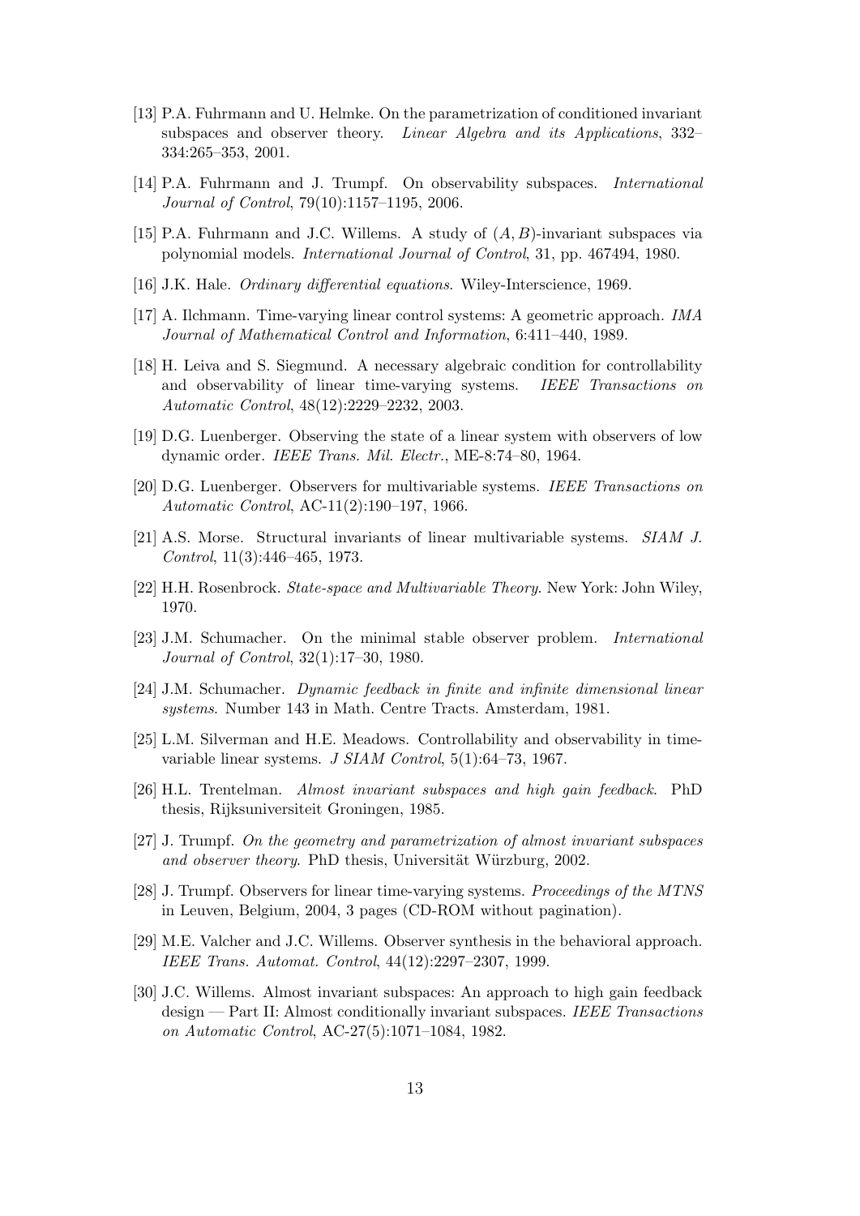[13] P.A. Fuhrmann and U. Helmke. On the parametrization of conditioned invariant subspaces and observer theory. *Linear Algebra and its Applications*, 332–334:265–353, 2001.

[14] P.A. Fuhrmann and J. Trumpf. On observability subspaces. *International Journal of Control*, 79(10):1157–1195, 2006.

[15] P.A. Fuhrmann and J.C. Willems. A study of $(A, B)$-invariant subspaces via polynomial models. *International Journal of Control*, 31, pp. 467494, 1980.

[16] J.K. Hale. *Ordinary differential equations*. Wiley-Interscience, 1969.

[17] A. Ilchmann. Time-varying linear control systems: A geometric approach. *IMA Journal of Mathematical Control and Information*, 6:411–440, 1989.

[18] H. Leiva and S. Siegmund. A necessary algebraic condition for controllability and observability of linear time-varying systems. *IEEE Transactions on Automatic Control*, 48(12):2229–2232, 2003.

[19] D.G. Luenberger. Observing the state of a linear system with observers of low dynamic order. *IEEE Trans. Mil. Electr.*, ME-8:74–80, 1964.

[20] D.G. Luenberger. Observers for multivariable systems. *IEEE Transactions on Automatic Control*, AC-11(2):190–197, 1966.

[21] A.S. Morse. Structural invariants of linear multivariable systems. *SIAM J. Control*, 11(3):446–465, 1973.

[22] H.H. Rosenbrock. *State-space and Multivariable Theory*. New York: John Wiley, 1970.

[23] J.M. Schumacher. On the minimal stable observer problem. *International Journal of Control*, 32(1):17–30, 1980.

[24] J.M. Schumacher. *Dynamic feedback in finite and infinite dimensional linear systems*. Number 143 in Math. Centre Tracts. Amsterdam, 1981.

[25] L.M. Silverman and H.E. Meadows. Controllability and observability in time-variable linear systems. *J SIAM Control*, 5(1):64–73, 1967.

[26] H.L. Trentelman. *Almost invariant subspaces and high gain feedback*. PhD thesis, Rijksuniversiteit Groningen, 1985.

[27] J. Trumpf. *On the geometry and parametrization of almost invariant subspaces and observer theory*. PhD thesis, Universität Würzburg, 2002.

[28] J. Trumpf. Observers for linear time-varying systems. *Proceedings of the MTNS* in Leuven, Belgium, 2004, 3 pages (CD-ROM without pagination).

[29] M.E. Valcher and J.C. Willems. Observer synthesis in the behavioral approach. *IEEE Trans. Automat. Control*, 44(12):2297–2307, 1999.

[30] J.C. Willems. Almost invariant subspaces: An approach to high gain feedback design — Part II: Almost conditionally invariant subspaces. *IEEE Transactions on Automatic Control*, AC-27(5):1071–1084, 1982.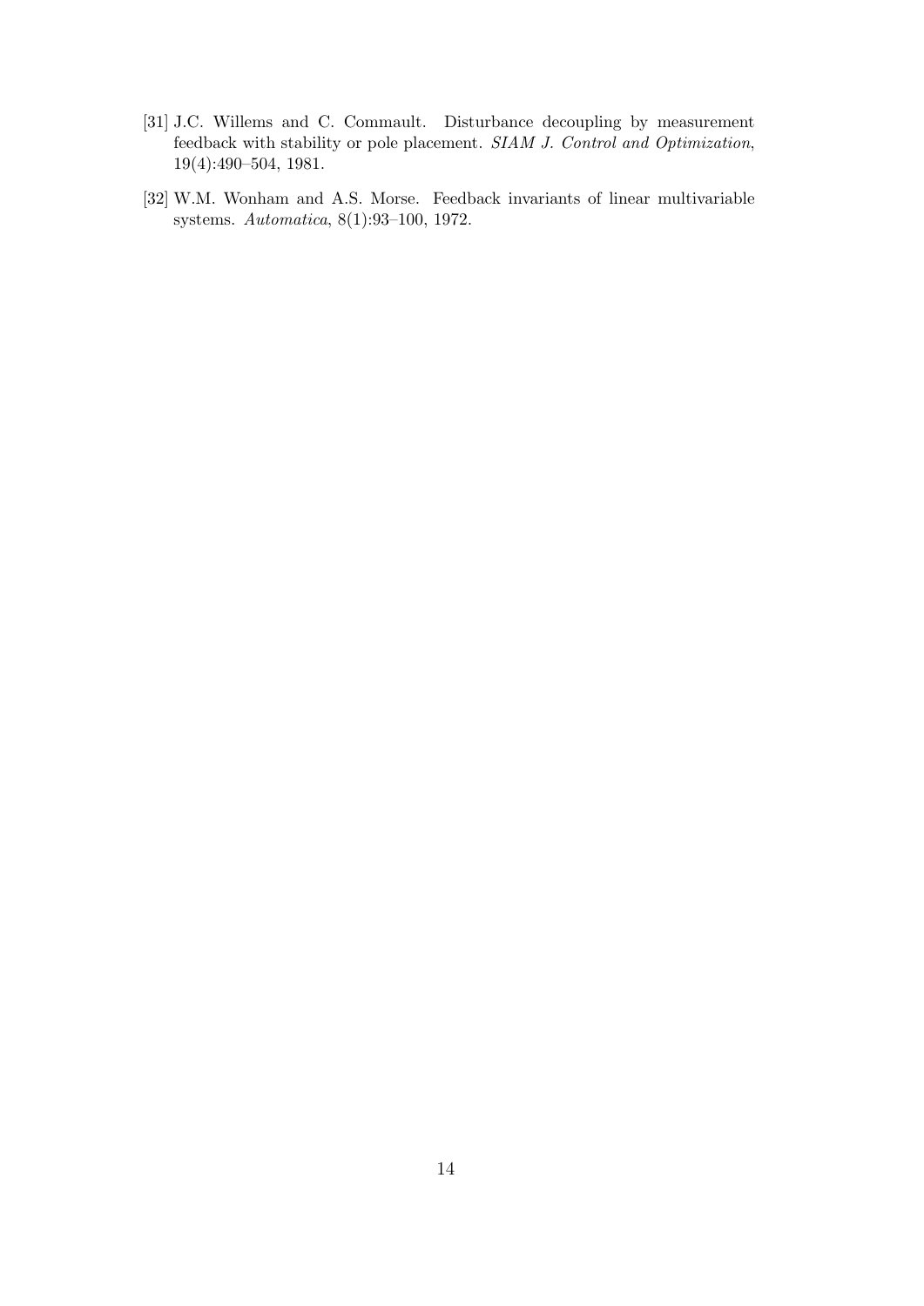[31] J.C. Willems and C. Commault. Disturbance decoupling by measurement feedback with stability or pole placement. *SIAM J. Control and Optimization*, 19(4):490–504, 1981.

[32] W.M. Wonham and A.S. Morse. Feedback invariants of linear multivariable systems. *Automatica*, 8(1):93–100, 1972.